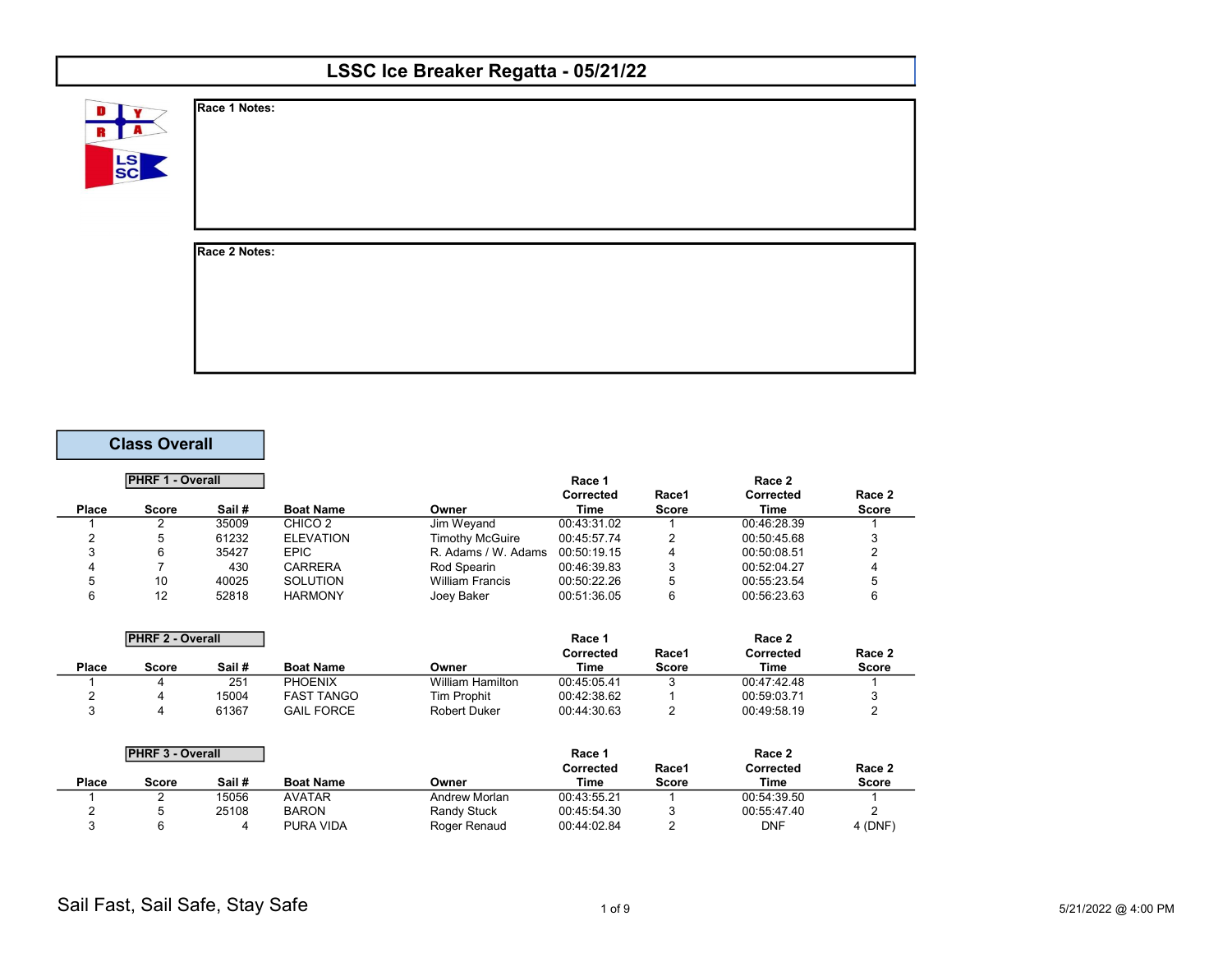# LSSC Ice Breaker Regatta - 05/21/22

**Race 1 Notes:**

**Race 2 Notes:**

## Class Overall

### PHRF 1 - Overall

| Place | Score | Sail # | Boat Name | Owner | Race 1 Corrected Time | Race1 Score | Race 2 Corrected Time | Race 2 Score |
|---|---|---|---|---|---|---|---|---|
| 1 | 2 | 35009 | CHICO 2 | Jim Weyand | 00:43:31.02 | 1 | 00:46:28.39 | 1 |
| 2 | 5 | 61232 | ELEVATION | Timothy McGuire | 00:45:57.74 | 2 | 00:50:45.68 | 3 |
| 3 | 6 | 35427 | EPIC | R. Adams / W. Adams | 00:50:19.15 | 4 | 00:50:08.51 | 2 |
| 4 | 7 | 430 | CARRERA | Rod Spearin | 00:46:39.83 | 3 | 00:52:04.27 | 4 |
| 5 | 10 | 40025 | SOLUTION | William Francis | 00:50:22.26 | 5 | 00:55:23.54 | 5 |
| 6 | 12 | 52818 | HARMONY | Joey Baker | 00:51:36.05 | 6 | 00:56:23.63 | 6 |

### PHRF 2 - Overall

| Place | Score | Sail # | Boat Name | Owner | Race 1 Corrected Time | Race1 Score | Race 2 Corrected Time | Race 2 Score |
|---|---|---|---|---|---|---|---|---|
| 1 | 4 | 251 | PHOENIX | William Hamilton | 00:45:05.41 | 3 | 00:47:42.48 | 1 |
| 2 | 4 | 15004 | FAST TANGO | Tim Prophit | 00:42:38.62 | 1 | 00:59:03.71 | 3 |
| 3 | 4 | 61367 | GAIL FORCE | Robert Duker | 00:44:30.63 | 2 | 00:49:58.19 | 2 |

### PHRF 3 - Overall

| Place | Score | Sail # | Boat Name | Owner | Race 1 Corrected Time | Race1 Score | Race 2 Corrected Time | Race 2 Score |
|---|---|---|---|---|---|---|---|---|
| 1 | 2 | 15056 | AVATAR | Andrew Morlan | 00:43:55.21 | 1 | 00:54:39.50 | 1 |
| 2 | 5 | 25108 | BARON | Randy Stuck | 00:45:54.30 | 3 | 00:55:47.40 | 2 |
| 3 | 6 | 4 | PURA VIDA | Roger Renaud | 00:44:02.84 | 2 | DNF | 4 (DNF) |

Sail Fast, Sail Safe, Stay Safe

5/21/2022 @ 4:00 PM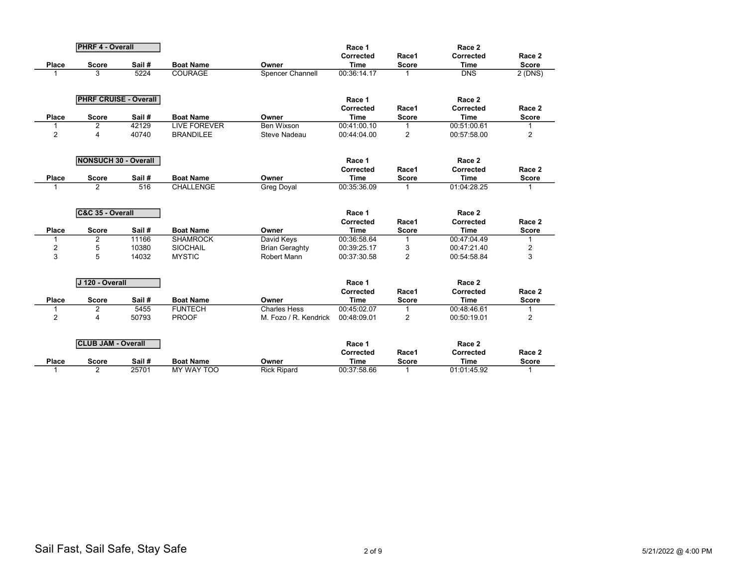### PHRF 4 - Overall

| Place | Score | Sail # | Boat Name | Owner | Race 1 Corrected Time | Race1 Score | Race 2 Corrected Time | Race 2 Score |
|---|---|---|---|---|---|---|---|---|
| 1 | 3 | 5224 | COURAGE | Spencer Channell | 00:36:14.17 | 1 | DNS | 2 (DNS) |

### PHRF CRUISE - Overall

| Place | Score | Sail # | Boat Name | Owner | Race 1 Corrected Time | Race1 Score | Race 2 Corrected Time | Race 2 Score |
|---|---|---|---|---|---|---|---|---|
| 1 | 2 | 42129 | LIVE FOREVER | Ben Wixson | 00:41:00.10 | 1 | 00:51:00.61 | 1 |
| 2 | 4 | 40740 | BRANDILEE | Steve Nadeau | 00:44:04.00 | 2 | 00:57:58.00 | 2 |

### NONSUCH 30 - Overall

| Place | Score | Sail # | Boat Name | Owner | Race 1 Corrected Time | Race1 Score | Race 2 Corrected Time | Race 2 Score |
|---|---|---|---|---|---|---|---|---|
| 1 | 2 | 516 | CHALLENGE | Greg Doyal | 00:35:36.09 | 1 | 01:04:28.25 | 1 |

### C&C 35 - Overall

| Place | Score | Sail # | Boat Name | Owner | Race 1 Corrected Time | Race1 Score | Race 2 Corrected Time | Race 2 Score |
|---|---|---|---|---|---|---|---|---|
| 1 | 2 | 11166 | SHAMROCK | David Keys | 00:36:58.64 | 1 | 00:47:04.49 | 1 |
| 2 | 5 | 10380 | SIOCHAIL | Brian Geraghty | 00:39:25.17 | 3 | 00:47:21.40 | 2 |
| 3 | 5 | 14032 | MYSTIC | Robert Mann | 00:37:30.58 | 2 | 00:54:58.84 | 3 |

### J 120 - Overall

| Place | Score | Sail # | Boat Name | Owner | Race 1 Corrected Time | Race1 Score | Race 2 Corrected Time | Race 2 Score |
|---|---|---|---|---|---|---|---|---|
| 1 | 2 | 5455 | FUNTECH | Charles Hess | 00:45:02.07 | 1 | 00:48:46.61 | 1 |
| 2 | 4 | 50793 | PROOF | M. Fozo / R. Kendrick | 00:48:09.01 | 2 | 00:50:19.01 | 2 |

### CLUB JAM - Overall

| Place | Score | Sail # | Boat Name | Owner | Race 1 Corrected Time | Race1 Score | Race 2 Corrected Time | Race 2 Score |
|---|---|---|---|---|---|---|---|---|
| 1 | 2 | 25701 | MY WAY TOO | Rick Ripard | 00:37:58.66 | 1 | 01:01:45.92 | 1 |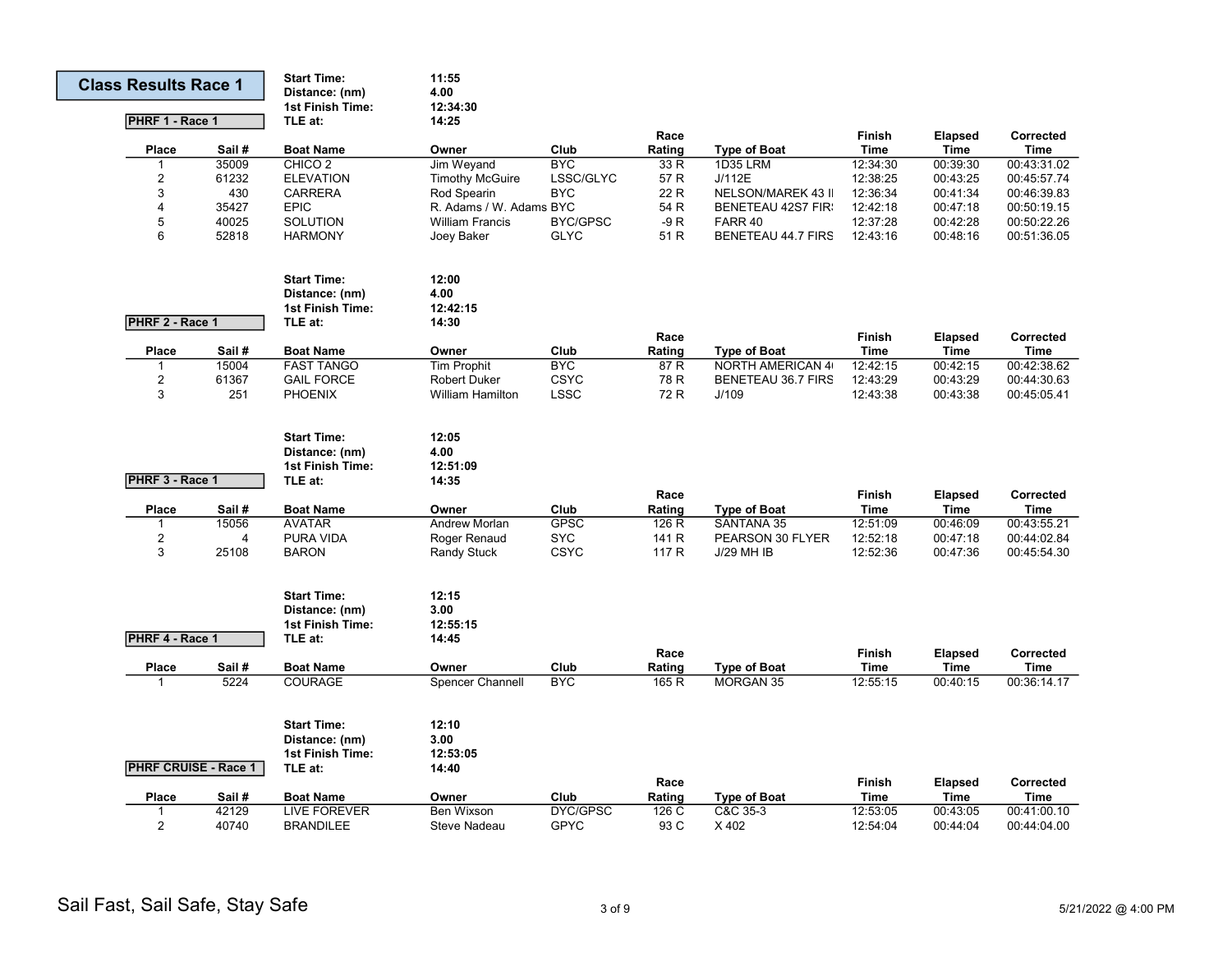# Class Results Race 1

## PHRF 1 - Race 1

**Start Time:** 11:55
**Distance: (nm)** 4.00
**1st Finish Time:** 12:34:30
**TLE at:** 14:25

| Place | Sail # | Boat Name | Owner | Club | Race Rating | Type of Boat | Finish Time | Elapsed Time | Corrected Time |
|---|---|---|---|---|---|---|---|---|---|
| 1 | 35009 | CHICO 2 | Jim Weyand | BYC | 33 R | 1D35 LRM | 12:34:30 | 00:39:30 | 00:43:31.02 |
| 2 | 61232 | ELEVATION | Timothy McGuire | LSSC/GLYC | 57 R | J/112E | 12:38:25 | 00:43:25 | 00:45:57.74 |
| 3 | 430 | CARRERA | Rod Spearin | BYC | 22 R | NELSON/MAREK 43 II | 12:36:34 | 00:41:34 | 00:46:39.83 |
| 4 | 35427 | EPIC | R. Adams / W. Adams | BYC | 54 R | BENETEAU 42S7 FIRS | 12:42:18 | 00:47:18 | 00:50:19.15 |
| 5 | 40025 | SOLUTION | William Francis | BYC/GPSC | -9 R | FARR 40 | 12:37:28 | 00:42:28 | 00:50:22.26 |
| 6 | 52818 | HARMONY | Joey Baker | GLYC | 51 R | BENETEAU 44.7 FIRS | 12:43:16 | 00:48:16 | 00:51:36.05 |

## PHRF 2 - Race 1

**Start Time:** 12:00
**Distance: (nm)** 4.00
**1st Finish Time:** 12:42:15
**TLE at:** 14:30

| Place | Sail # | Boat Name | Owner | Club | Race Rating | Type of Boat | Finish Time | Elapsed Time | Corrected Time |
|---|---|---|---|---|---|---|---|---|---|
| 1 | 15004 | FAST TANGO | Tim Prophit | BYC | 87 R | NORTH AMERICAN 4 | 12:42:15 | 00:42:15 | 00:42:38.62 |
| 2 | 61367 | GAIL FORCE | Robert Duker | CSYC | 78 R | BENETEAU 36.7 FIRS | 12:43:29 | 00:43:29 | 00:44:30.63 |
| 3 | 251 | PHOENIX | William Hamilton | LSSC | 72 R | J/109 | 12:43:38 | 00:43:38 | 00:45:05.41 |

## PHRF 3 - Race 1

**Start Time:** 12:05
**Distance: (nm)** 4.00
**1st Finish Time:** 12:51:09
**TLE at:** 14:35

| Place | Sail # | Boat Name | Owner | Club | Race Rating | Type of Boat | Finish Time | Elapsed Time | Corrected Time |
|---|---|---|---|---|---|---|---|---|---|
| 1 | 15056 | AVATAR | Andrew Morlan | GPSC | 126 R | SANTANA 35 | 12:51:09 | 00:46:09 | 00:43:55.21 |
| 2 | 4 | PURA VIDA | Roger Renaud | SYC | 141 R | PEARSON 30 FLYER | 12:52:18 | 00:47:18 | 00:44:02.84 |
| 3 | 25108 | BARON | Randy Stuck | CSYC | 117 R | J/29 MH IB | 12:52:36 | 00:47:36 | 00:45:54.30 |

## PHRF 4 - Race 1

**Start Time:** 12:15
**Distance: (nm)** 3.00
**1st Finish Time:** 12:55:15
**TLE at:** 14:45

| Place | Sail # | Boat Name | Owner | Club | Race Rating | Type of Boat | Finish Time | Elapsed Time | Corrected Time |
|---|---|---|---|---|---|---|---|---|---|
| 1 | 5224 | COURAGE | Spencer Channell | BYC | 165 R | MORGAN 35 | 12:55:15 | 00:40:15 | 00:36:14.17 |

## PHRF CRUISE - Race 1

**Start Time:** 12:10
**Distance: (nm)** 3.00
**1st Finish Time:** 12:53:05
**TLE at:** 14:40

| Place | Sail # | Boat Name | Owner | Club | Race Rating | Type of Boat | Finish Time | Elapsed Time | Corrected Time |
|---|---|---|---|---|---|---|---|---|---|
| 1 | 42129 | LIVE FOREVER | Ben Wixson | DYC/GPSC | 126 C | C&C 35-3 | 12:53:05 | 00:43:05 | 00:41:00.10 |
| 2 | 40740 | BRANDILEE | Steve Nadeau | GPYC | 93 C | X 402 | 12:54:04 | 00:44:04 | 00:44:04.00 |

Sail Fast, Sail Safe, Stay Safe

5/21/2022 @ 4:00 PM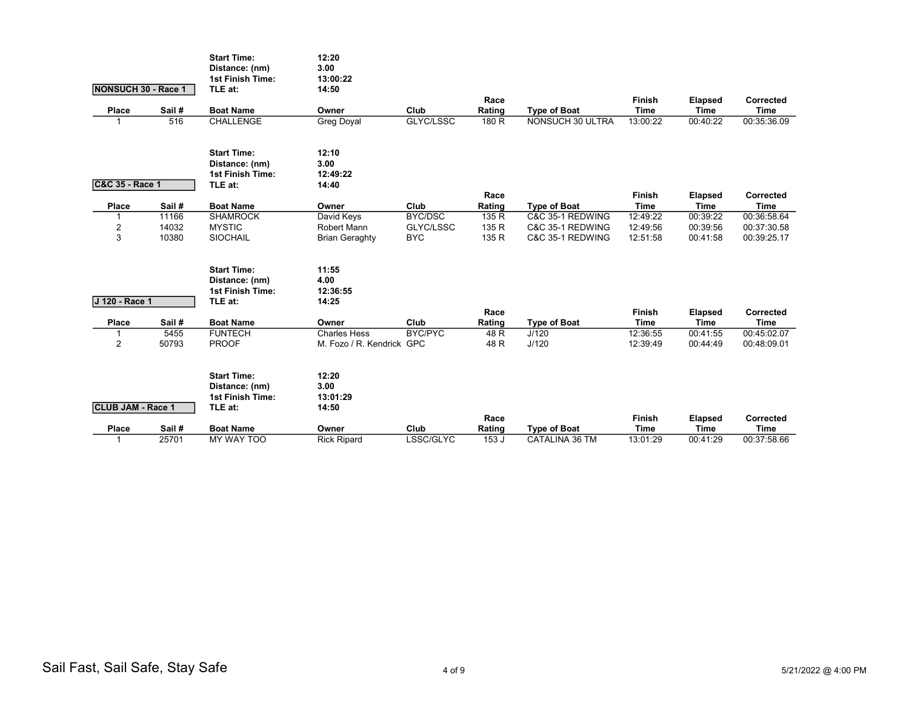## NONSUCH 30 - Race 1

**Start Time:** 12:20
**Distance: (nm)** 3.00
**1st Finish Time:** 13:00:22
**TLE at:** 14:50

| Place | Sail # | Boat Name | Owner | Club | Race Rating | Type of Boat | Finish Time | Elapsed Time | Corrected Time |
|---|---|---|---|---|---|---|---|---|---|
| 1 | 516 | CHALLENGE | Greg Doyal | GLYC/LSSC | 180 R | NONSUCH 30 ULTRA | 13:00:22 | 00:40:22 | 00:35:36.09 |

## C&C 35 - Race 1

**Start Time:** 12:10
**Distance: (nm)** 3.00
**1st Finish Time:** 12:49:22
**TLE at:** 14:40

| Place | Sail # | Boat Name | Owner | Club | Race Rating | Type of Boat | Finish Time | Elapsed Time | Corrected Time |
|---|---|---|---|---|---|---|---|---|---|
| 1 | 11166 | SHAMROCK | David Keys | BYC/DSC | 135 R | C&C 35-1 REDWING | 12:49:22 | 00:39:22 | 00:36:58.64 |
| 2 | 14032 | MYSTIC | Robert Mann | GLYC/LSSC | 135 R | C&C 35-1 REDWING | 12:49:56 | 00:39:56 | 00:37:30.58 |
| 3 | 10380 | SIOCHAIL | Brian Geraghty | BYC | 135 R | C&C 35-1 REDWING | 12:51:58 | 00:41:58 | 00:39:25.17 |

## J 120 - Race 1

**Start Time:** 11:55
**Distance: (nm)** 4.00
**1st Finish Time:** 12:36:55
**TLE at:** 14:25

| Place | Sail # | Boat Name | Owner | Club | Race Rating | Type of Boat | Finish Time | Elapsed Time | Corrected Time |
|---|---|---|---|---|---|---|---|---|---|
| 1 | 5455 | FUNTECH | Charles Hess | BYC/PYC | 48 R | J/120 | 12:36:55 | 00:41:55 | 00:45:02.07 |
| 2 | 50793 | PROOF | M. Fozo / R. Kendrick | GPC | 48 R | J/120 | 12:39:49 | 00:44:49 | 00:48:09.01 |

## CLUB JAM - Race 1

**Start Time:** 12:20
**Distance: (nm)** 3.00
**1st Finish Time:** 13:01:29
**TLE at:** 14:50

| Place | Sail # | Boat Name | Owner | Club | Race Rating | Type of Boat | Finish Time | Elapsed Time | Corrected Time |
|---|---|---|---|---|---|---|---|---|---|
| 1 | 25701 | MY WAY TOO | Rick Ripard | LSSC/GLYC | 153 J | CATALINA 36 TM | 13:01:29 | 00:41:29 | 00:37:58.66 |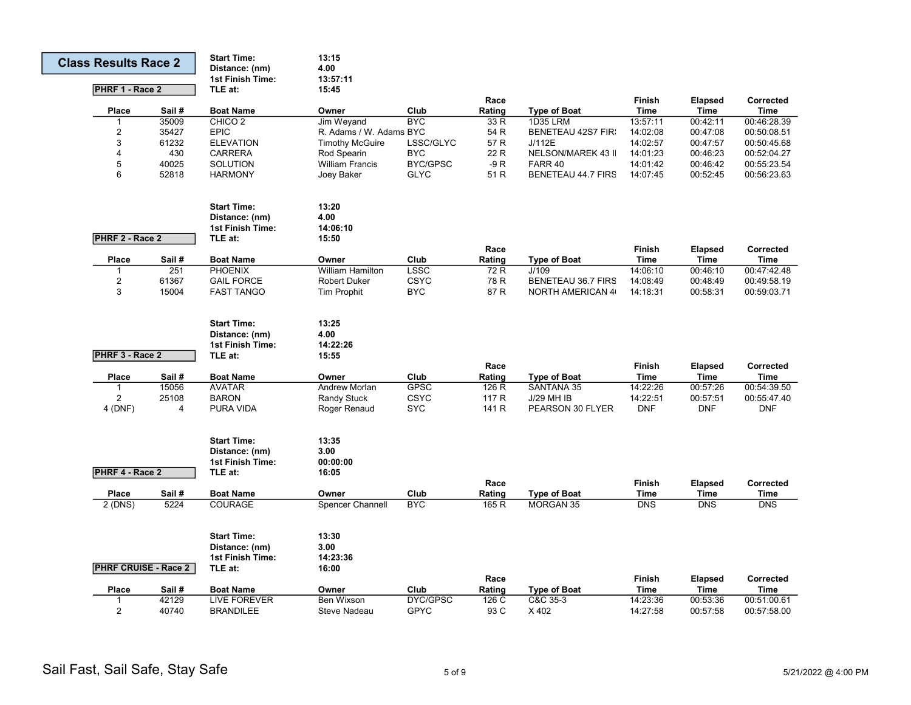# Class Results Race 2

## PHRF 1 - Race 2

**Start Time:** 13:15
**Distance: (nm)** 4.00
**1st Finish Time:** 13:57:11
**TLE at:** 15:45

| Place | Sail # | Boat Name | Owner | Club | Race Rating | Type of Boat | Finish Time | Elapsed Time | Corrected Time |
|---|---|---|---|---|---|---|---|---|---|
| 1 | 35009 | CHICO 2 | Jim Weyand | BYC | 33 R | 1D35 LRM | 13:57:11 | 00:42:11 | 00:46:28.39 |
| 2 | 35427 | EPIC | R. Adams / W. Adams | BYC | 54 R | BENETEAU 42S7 FIR! | 14:02:08 | 00:47:08 | 00:50:08.51 |
| 3 | 61232 | ELEVATION | Timothy McGuire | LSSC/GLYC | 57 R | J/112E | 14:02:57 | 00:47:57 | 00:50:45.68 |
| 4 | 430 | CARRERA | Rod Spearin | BYC | 22 R | NELSON/MAREK 43 II | 14:01:23 | 00:46:23 | 00:52:04.27 |
| 5 | 40025 | SOLUTION | William Francis | BYC/GPSC | -9 R | FARR 40 | 14:01:42 | 00:46:42 | 00:55:23.54 |
| 6 | 52818 | HARMONY | Joey Baker | GLYC | 51 R | BENETEAU 44.7 FIRS | 14:07:45 | 00:52:45 | 00:56:23.63 |

## PHRF 2 - Race 2

**Start Time:** 13:20
**Distance: (nm)** 4.00
**1st Finish Time:** 14:06:10
**TLE at:** 15:50

| Place | Sail # | Boat Name | Owner | Club | Race Rating | Type of Boat | Finish Time | Elapsed Time | Corrected Time |
|---|---|---|---|---|---|---|---|---|---|
| 1 | 251 | PHOENIX | William Hamilton | LSSC | 72 R | J/109 | 14:06:10 | 00:46:10 | 00:47:42.48 |
| 2 | 61367 | GAIL FORCE | Robert Duker | CSYC | 78 R | BENETEAU 36.7 FIRS | 14:08:49 | 00:48:49 | 00:49:58.19 |
| 3 | 15004 | FAST TANGO | Tim Prophit | BYC | 87 R | NORTH AMERICAN 4 | 14:18:31 | 00:58:31 | 00:59:03.71 |

## PHRF 3 - Race 2

**Start Time:** 13:25
**Distance: (nm)** 4.00
**1st Finish Time:** 14:22:26
**TLE at:** 15:55

| Place | Sail # | Boat Name | Owner | Club | Race Rating | Type of Boat | Finish Time | Elapsed Time | Corrected Time |
|---|---|---|---|---|---|---|---|---|---|
| 1 | 15056 | AVATAR | Andrew Morlan | GPSC | 126 R | SANTANA 35 | 14:22:26 | 00:57:26 | 00:54:39.50 |
| 2 | 25108 | BARON | Randy Stuck | CSYC | 117 R | J/29 MH IB | 14:22:51 | 00:57:51 | 00:55:47.40 |
| 4 (DNF) | 4 | PURA VIDA | Roger Renaud | SYC | 141 R | PEARSON 30 FLYER | DNF | DNF | DNF |

## PHRF 4 - Race 2

**Start Time:** 13:35
**Distance: (nm)** 3.00
**1st Finish Time:** 00:00:00
**TLE at:** 16:05

| Place | Sail # | Boat Name | Owner | Club | Race Rating | Type of Boat | Finish Time | Elapsed Time | Corrected Time |
|---|---|---|---|---|---|---|---|---|---|
| 2 (DNS) | 5224 | COURAGE | Spencer Channell | BYC | 165 R | MORGAN 35 | DNS | DNS | DNS |

## PHRF CRUISE - Race 2

**Start Time:** 13:30
**Distance: (nm)** 3.00
**1st Finish Time:** 14:23:36
**TLE at:** 16:00

| Place | Sail # | Boat Name | Owner | Club | Race Rating | Type of Boat | Finish Time | Elapsed Time | Corrected Time |
|---|---|---|---|---|---|---|---|---|---|
| 1 | 42129 | LIVE FOREVER | Ben Wixson | DYC/GPSC | 126 C | C&C 35-3 | 14:23:36 | 00:53:36 | 00:51:00.61 |
| 2 | 40740 | BRANDILEE | Steve Nadeau | GPYC | 93 C | X 402 | 14:27:58 | 00:57:58 | 00:57:58.00 |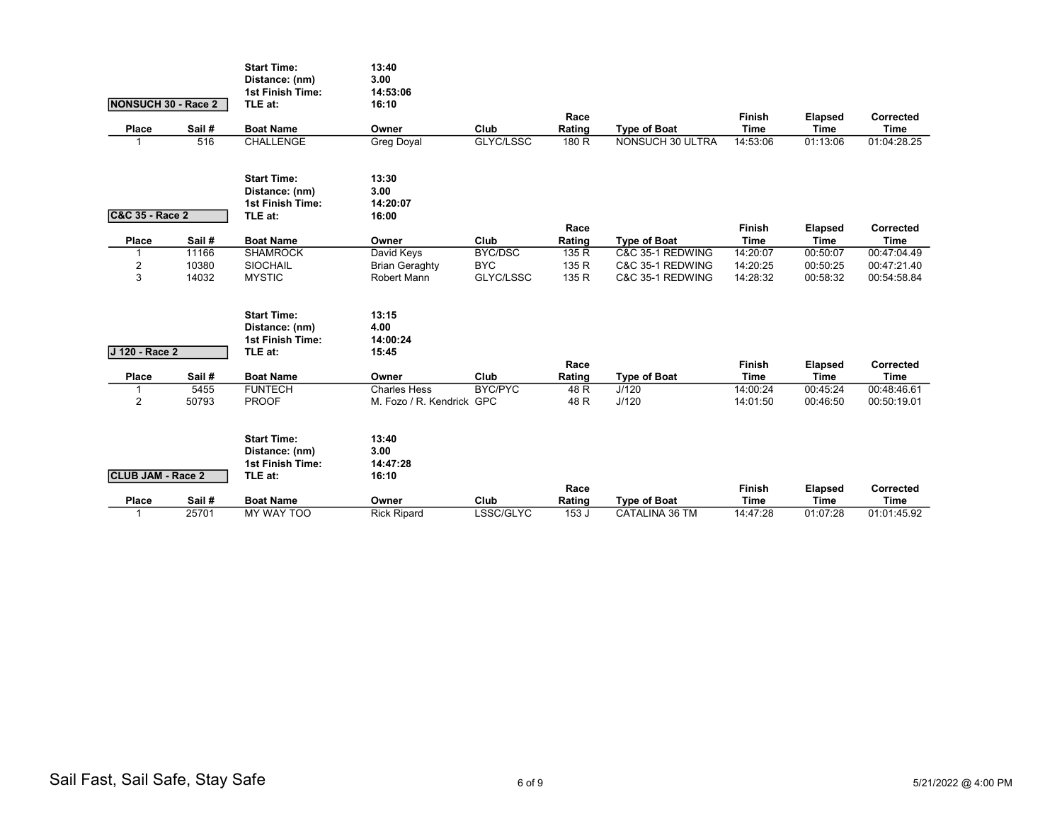## NONSUCH 30 - Race 2

**Start Time:** 13:40
**Distance: (nm)** 3.00
**1st Finish Time:** 14:53:06
**TLE at:** 16:10

| Place | Sail # | Boat Name | Owner | Club | Race Rating | Type of Boat | Finish Time | Elapsed Time | Corrected Time |
|---|---|---|---|---|---|---|---|---|---|
| 1 | 516 | CHALLENGE | Greg Doyal | GLYC/LSSC | 180 R | NONSUCH 30 ULTRA | 14:53:06 | 01:13:06 | 01:04:28.25 |

## C&C 35 - Race 2

**Start Time:** 13:30
**Distance: (nm)** 3.00
**1st Finish Time:** 14:20:07
**TLE at:** 16:00

| Place | Sail # | Boat Name | Owner | Club | Race Rating | Type of Boat | Finish Time | Elapsed Time | Corrected Time |
|---|---|---|---|---|---|---|---|---|---|
| 1 | 11166 | SHAMROCK | David Keys | BYC/DSC | 135 R | C&C 35-1 REDWING | 14:20:07 | 00:50:07 | 00:47:04.49 |
| 2 | 10380 | SIOCHAIL | Brian Geraghty | BYC | 135 R | C&C 35-1 REDWING | 14:20:25 | 00:50:25 | 00:47:21.40 |
| 3 | 14032 | MYSTIC | Robert Mann | GLYC/LSSC | 135 R | C&C 35-1 REDWING | 14:28:32 | 00:58:32 | 00:54:58.84 |

## J 120 - Race 2

**Start Time:** 13:15
**Distance: (nm)** 4.00
**1st Finish Time:** 14:00:24
**TLE at:** 15:45

| Place | Sail # | Boat Name | Owner | Club | Race Rating | Type of Boat | Finish Time | Elapsed Time | Corrected Time |
|---|---|---|---|---|---|---|---|---|---|
| 1 | 5455 | FUNTECH | Charles Hess | BYC/PYC | 48 R | J/120 | 14:00:24 | 00:45:24 | 00:48:46.61 |
| 2 | 50793 | PROOF | M. Fozo / R. Kendrick | GPC | 48 R | J/120 | 14:01:50 | 00:46:50 | 00:50:19.01 |

## CLUB JAM - Race 2

**Start Time:** 13:40
**Distance: (nm)** 3.00
**1st Finish Time:** 14:47:28
**TLE at:** 16:10

| Place | Sail # | Boat Name | Owner | Club | Race Rating | Type of Boat | Finish Time | Elapsed Time | Corrected Time |
|---|---|---|---|---|---|---|---|---|---|
| 1 | 25701 | MY WAY TOO | Rick Ripard | LSSC/GLYC | 153 J | CATALINA 36 TM | 14:47:28 | 01:07:28 | 01:01:45.92 |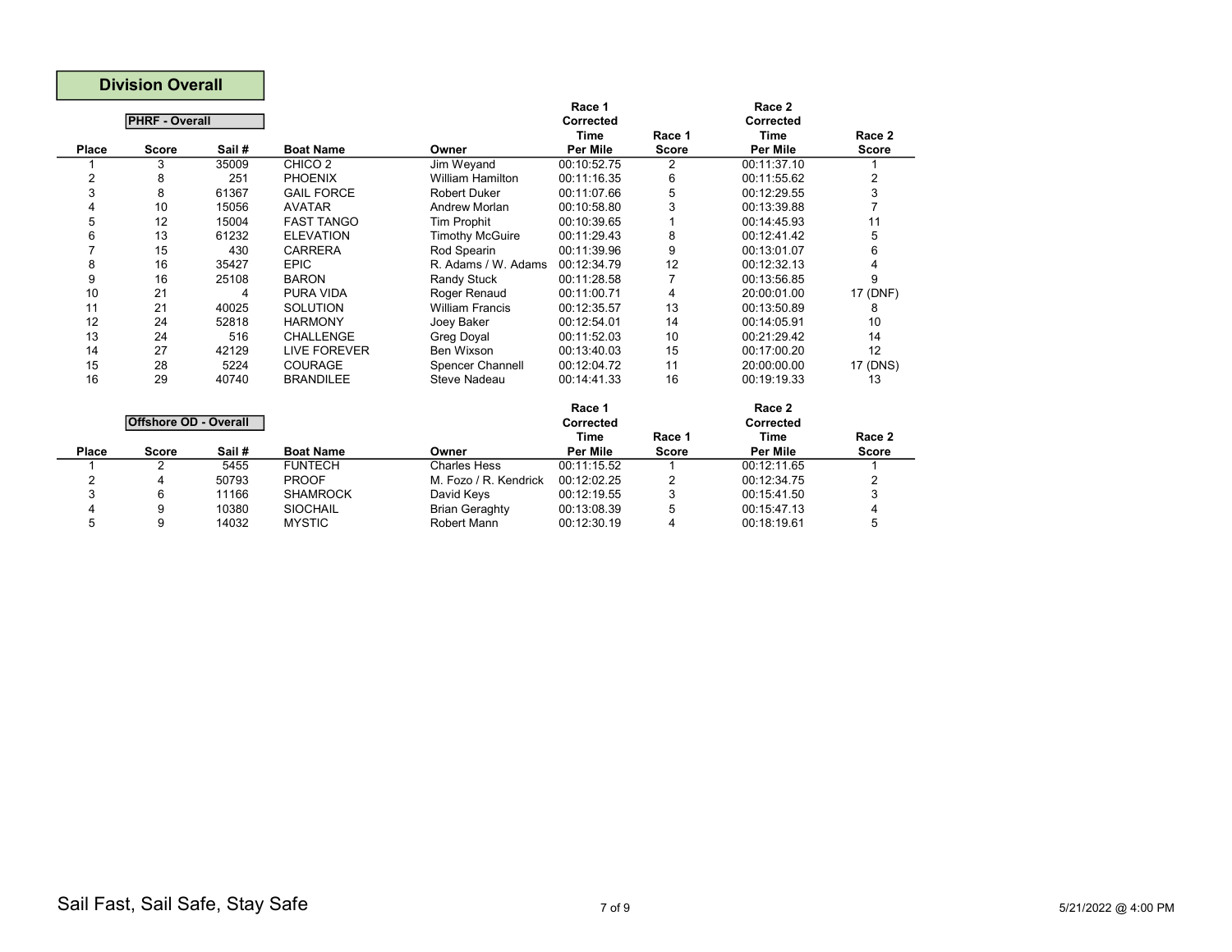# Division Overall

## PHRF - Overall

| Place | Score | Sail # | Boat Name | Owner | Race 1 Corrected Time Per Mile | Race 1 Score | Race 2 Corrected Time Per Mile | Race 2 Score |
|---|---|---|---|---|---|---|---|---|
| 1 | 3 | 35009 | CHICO 2 | Jim Weyand | 00:10:52.75 | 2 | 00:11:37.10 | 1 |
| 2 | 8 | 251 | PHOENIX | William Hamilton | 00:11:16.35 | 6 | 00:11:55.62 | 2 |
| 3 | 8 | 61367 | GAIL FORCE | Robert Duker | 00:11:07.66 | 5 | 00:12:29.55 | 3 |
| 4 | 10 | 15056 | AVATAR | Andrew Morlan | 00:10:58.80 | 3 | 00:13:39.88 | 7 |
| 5 | 12 | 15004 | FAST TANGO | Tim Prophit | 00:10:39.65 | 1 | 00:14:45.93 | 11 |
| 6 | 13 | 61232 | ELEVATION | Timothy McGuire | 00:11:29.43 | 8 | 00:12:41.42 | 5 |
| 7 | 15 | 430 | CARRERA | Rod Spearin | 00:11:39.96 | 9 | 00:13:01.07 | 6 |
| 8 | 16 | 35427 | EPIC | R. Adams / W. Adams | 00:12:34.79 | 12 | 00:12:32.13 | 4 |
| 9 | 16 | 25108 | BARON | Randy Stuck | 00:11:28.58 | 7 | 00:13:56.85 | 9 |
| 10 | 21 | 4 | PURA VIDA | Roger Renaud | 00:11:00.71 | 4 | 20:00:01.00 | 17 (DNF) |
| 11 | 21 | 40025 | SOLUTION | William Francis | 00:12:35.57 | 13 | 00:13:50.89 | 8 |
| 12 | 24 | 52818 | HARMONY | Joey Baker | 00:12:54.01 | 14 | 00:14:05.91 | 10 |
| 13 | 24 | 516 | CHALLENGE | Greg Doyal | 00:11:52.03 | 10 | 00:21:29.42 | 14 |
| 14 | 27 | 42129 | LIVE FOREVER | Ben Wixson | 00:13:40.03 | 15 | 00:17:00.20 | 12 |
| 15 | 28 | 5224 | COURAGE | Spencer Channell | 00:12:04.72 | 11 | 20:00:00.00 | 17 (DNS) |
| 16 | 29 | 40740 | BRANDILEE | Steve Nadeau | 00:14:41.33 | 16 | 00:19:19.33 | 13 |

## Offshore OD - Overall

| Place | Score | Sail # | Boat Name | Owner | Race 1 Corrected Time Per Mile | Race 1 Score | Race 2 Corrected Time Per Mile | Race 2 Score |
|---|---|---|---|---|---|---|---|---|
| 1 | 2 | 5455 | FUNTECH | Charles Hess | 00:11:15.52 | 1 | 00:12:11.65 | 1 |
| 2 | 4 | 50793 | PROOF | M. Fozo / R. Kendrick | 00:12:02.25 | 2 | 00:12:34.75 | 2 |
| 3 | 6 | 11166 | SHAMROCK | David Keys | 00:12:19.55 | 3 | 00:15:41.50 | 3 |
| 4 | 9 | 10380 | SIOCHAIL | Brian Geraghty | 00:13:08.39 | 5 | 00:15:47.13 | 4 |
| 5 | 9 | 14032 | MYSTIC | Robert Mann | 00:12:30.19 | 4 | 00:18:19.61 | 5 |

Sail Fast, Sail Safe, Stay Safe

5/21/2022 @ 4:00 PM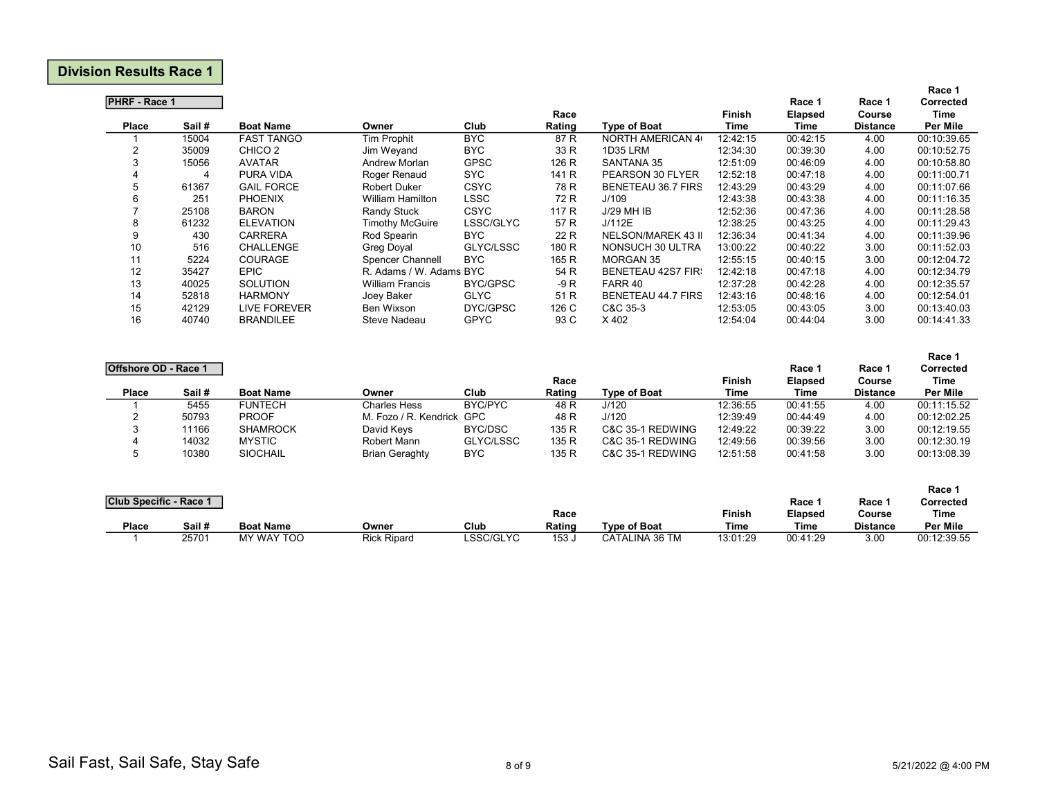## Division Results Race 1

### PHRF - Race 1

| Place | Sail # | Boat Name | Owner | Club | Race Rating | Type of Boat | Finish Time | Race 1 Elapsed Time | Race 1 Course Distance | Race 1 Corrected Time Per Mile |
|---|---|---|---|---|---|---|---|---|---|---|
| 1 | 15004 | FAST TANGO | Tim Prophit | BYC | 87 R | NORTH AMERICAN 4 | 12:42:15 | 00:42:15 | 4.00 | 00:10:39.65 |
| 2 | 35009 | CHICO 2 | Jim Weyand | BYC | 33 R | 1D35 LRM | 12:34:30 | 00:39:30 | 4.00 | 00:10:52.75 |
| 3 | 15056 | AVATAR | Andrew Morlan | GPSC | 126 R | SANTANA 35 | 12:51:09 | 00:46:09 | 4.00 | 00:10:58.80 |
| 4 | 4 | PURA VIDA | Roger Renaud | SYC | 141 R | PEARSON 30 FLYER | 12:52:18 | 00:47:18 | 4.00 | 00:11:00.71 |
| 5 | 61367 | GAIL FORCE | Robert Duker | CSYC | 78 R | BENETEAU 36.7 FIRS | 12:43:29 | 00:43:29 | 4.00 | 00:11:07.66 |
| 6 | 251 | PHOENIX | William Hamilton | LSSC | 72 R | J/109 | 12:43:38 | 00:43:38 | 4.00 | 00:11:16.35 |
| 7 | 25108 | BARON | Randy Stuck | CSYC | 117 R | J/29 MH IB | 12:52:36 | 00:47:36 | 4.00 | 00:11:28.58 |
| 8 | 61232 | ELEVATION | Timothy McGuire | LSSC/GLYC | 57 R | J/112E | 12:38:25 | 00:43:25 | 4.00 | 00:11:29.43 |
| 9 | 430 | CARRERA | Rod Spearin | BYC | 22 R | NELSON/MAREK 43 I | 12:36:34 | 00:41:34 | 4.00 | 00:11:39.96 |
| 10 | 516 | CHALLENGE | Greg Doyal | GLYC/LSSC | 180 R | NONSUCH 30 ULTRA | 13:00:22 | 00:40:22 | 3.00 | 00:11:52.03 |
| 11 | 5224 | COURAGE | Spencer Channell | BYC | 165 R | MORGAN 35 | 12:55:15 | 00:40:15 | 3.00 | 00:12:04.72 |
| 12 | 35427 | EPIC | R. Adams / W. Adams | BYC | 54 R | BENETEAU 42S7 FIR | 12:42:18 | 00:47:18 | 4.00 | 00:12:34.79 |
| 13 | 40025 | SOLUTION | William Francis | BYC/GPSC | -9 R | FARR 40 | 12:37:28 | 00:42:28 | 4.00 | 00:12:35.57 |
| 14 | 52818 | HARMONY | Joey Baker | GLYC | 51 R | BENETEAU 44.7 FIRS | 12:43:16 | 00:48:16 | 4.00 | 00:12:54.01 |
| 15 | 42129 | LIVE FOREVER | Ben Wixson | DYC/GPSC | 126 C | C&C 35-3 | 12:53:05 | 00:43:05 | 3.00 | 00:13:40.03 |
| 16 | 40740 | BRANDILEE | Steve Nadeau | GPYC | 93 C | X 402 | 12:54:04 | 00:44:04 | 3.00 | 00:14:41.33 |

### Offshore OD - Race 1

| Place | Sail # | Boat Name | Owner | Club | Race Rating | Type of Boat | Finish Time | Race 1 Elapsed Time | Race 1 Course Distance | Race 1 Corrected Time Per Mile |
|---|---|---|---|---|---|---|---|---|---|---|
| 1 | 5455 | FUNTECH | Charles Hess | BYC/PYC | 48 R | J/120 | 12:36:55 | 00:41:55 | 4.00 | 00:11:15.52 |
| 2 | 50793 | PROOF | M. Fozo / R. Kendrick | GPC | 48 R | J/120 | 12:39:49 | 00:44:49 | 4.00 | 00:12:02.25 |
| 3 | 11166 | SHAMROCK | David Keys | BYC/DSC | 135 R | C&C 35-1 REDWING | 12:49:22 | 00:39:22 | 3.00 | 00:12:19.55 |
| 4 | 14032 | MYSTIC | Robert Mann | GLYC/LSSC | 135 R | C&C 35-1 REDWING | 12:49:56 | 00:39:56 | 3.00 | 00:12:30.19 |
| 5 | 10380 | SIOCHAIL | Brian Geraghty | BYC | 135 R | C&C 35-1 REDWING | 12:51:58 | 00:41:58 | 3.00 | 00:13:08.39 |

### Club Specific - Race 1

| Place | Sail # | Boat Name | Owner | Club | Race Rating | Type of Boat | Finish Time | Race 1 Elapsed Time | Race 1 Course Distance | Race 1 Corrected Time Per Mile |
|---|---|---|---|---|---|---|---|---|---|---|
| 1 | 25701 | MY WAY TOO | Rick Ripard | LSSC/GLYC | 153 J | CATALINA 36 TM | 13:01:29 | 00:41:29 | 3.00 | 00:12:39.55 |

Sail Fast, Sail Safe, Stay Safe

5/21/2022 @ 4:00 PM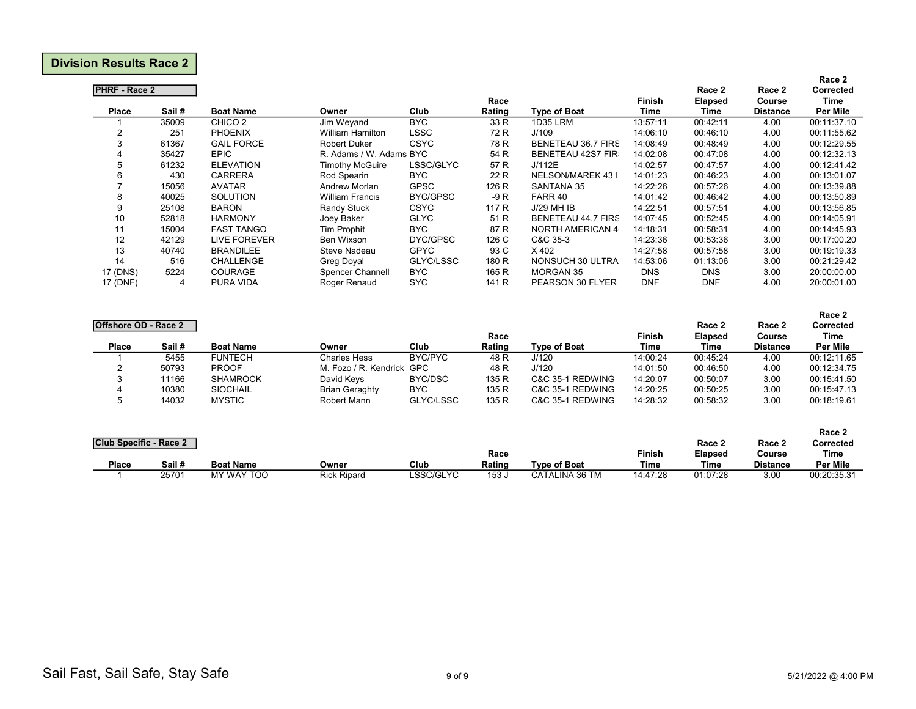# Division Results Race 2

## PHRF - Race 2

| Place | Sail # | Boat Name | Owner | Club | Race Rating | Type of Boat | Finish Time | Race 2 Elapsed Time | Race 2 Course Distance | Race 2 Corrected Time Per Mile |
|---|---|---|---|---|---|---|---|---|---|---|
| 1 | 35009 | CHICO 2 | Jim Weyand | BYC | 33 R | 1D35 LRM | 13:57:11 | 00:42:11 | 4.00 | 00:11:37.10 |
| 2 | 251 | PHOENIX | William Hamilton | LSSC | 72 R | J/109 | 14:06:10 | 00:46:10 | 4.00 | 00:11:55.62 |
| 3 | 61367 | GAIL FORCE | Robert Duker | CSYC | 78 R | BENETEAU 36.7 FIRS | 14:08:49 | 00:48:49 | 4.00 | 00:12:29.55 |
| 4 | 35427 | EPIC | R. Adams / W. Adams | BYC | 54 R | BENETEAU 42S7 FIR | 14:02:08 | 00:47:08 | 4.00 | 00:12:32.13 |
| 5 | 61232 | ELEVATION | Timothy McGuire | LSSC/GLYC | 57 R | J/112E | 14:02:57 | 00:47:57 | 4.00 | 00:12:41.42 |
| 6 | 430 | CARRERA | Rod Spearin | BYC | 22 R | NELSON/MAREK 43 II | 14:01:23 | 00:46:23 | 4.00 | 00:13:01.07 |
| 7 | 15056 | AVATAR | Andrew Morlan | GPSC | 126 R | SANTANA 35 | 14:22:26 | 00:57:26 | 4.00 | 00:13:39.88 |
| 8 | 40025 | SOLUTION | William Francis | BYC/GPSC | -9 R | FARR 40 | 14:01:42 | 00:46:42 | 4.00 | 00:13:50.89 |
| 9 | 25108 | BARON | Randy Stuck | CSYC | 117 R | J/29 MH IB | 14:22:51 | 00:57:51 | 4.00 | 00:13:56.85 |
| 10 | 52818 | HARMONY | Joey Baker | GLYC | 51 R | BENETEAU 44.7 FIRS | 14:07:45 | 00:52:45 | 4.00 | 00:14:05.91 |
| 11 | 15004 | FAST TANGO | Tim Prophit | BYC | 87 R | NORTH AMERICAN 4 | 14:18:31 | 00:58:31 | 4.00 | 00:14:45.93 |
| 12 | 42129 | LIVE FOREVER | Ben Wixson | DYC/GPSC | 126 C | C&C 35-3 | 14:23:36 | 00:53:36 | 3.00 | 00:17:00.20 |
| 13 | 40740 | BRANDILEE | Steve Nadeau | GPYC | 93 C | X 402 | 14:27:58 | 00:57:58 | 3.00 | 00:19:19.33 |
| 14 | 516 | CHALLENGE | Greg Doyal | GLYC/LSSC | 180 R | NONSUCH 30 ULTRA | 14:53:06 | 01:13:06 | 3.00 | 00:21:29.42 |
| 17 (DNS) | 5224 | COURAGE | Spencer Channell | BYC | 165 R | MORGAN 35 | DNS | DNS | 3.00 | 20:00:00.00 |
| 17 (DNF) | 4 | PURA VIDA | Roger Renaud | SYC | 141 R | PEARSON 30 FLYER | DNF | DNF | 4.00 | 20:00:01.00 |

## Offshore OD - Race 2

| Place | Sail # | Boat Name | Owner | Club | Race Rating | Type of Boat | Finish Time | Race 2 Elapsed Time | Race 2 Course Distance | Race 2 Corrected Time Per Mile |
|---|---|---|---|---|---|---|---|---|---|---|
| 1 | 5455 | FUNTECH | Charles Hess | BYC/PYC | 48 R | J/120 | 14:00:24 | 00:45:24 | 4.00 | 00:12:11.65 |
| 2 | 50793 | PROOF | M. Fozo / R. Kendrick | GPC | 48 R | J/120 | 14:01:50 | 00:46:50 | 4.00 | 00:12:34.75 |
| 3 | 11166 | SHAMROCK | David Keys | BYC/DSC | 135 R | C&C 35-1 REDWING | 14:20:07 | 00:50:07 | 3.00 | 00:15:41.50 |
| 4 | 10380 | SIOCHAIL | Brian Geraghty | BYC | 135 R | C&C 35-1 REDWING | 14:20:25 | 00:50:25 | 3.00 | 00:15:47.13 |
| 5 | 14032 | MYSTIC | Robert Mann | GLYC/LSSC | 135 R | C&C 35-1 REDWING | 14:28:32 | 00:58:32 | 3.00 | 00:18:19.61 |

## Club Specific - Race 2

| Place | Sail # | Boat Name | Owner | Club | Race Rating | Type of Boat | Finish Time | Race 2 Elapsed Time | Race 2 Course Distance | Race 2 Corrected Time Per Mile |
|---|---|---|---|---|---|---|---|---|---|---|
| 1 | 25701 | MY WAY TOO | Rick Ripard | LSSC/GLYC | 153 J | CATALINA 36 TM | 14:47:28 | 01:07:28 | 3.00 | 00:20:35.31 |

Sail Fast, Sail Safe, Stay Safe

5/21/2022 @ 4:00 PM